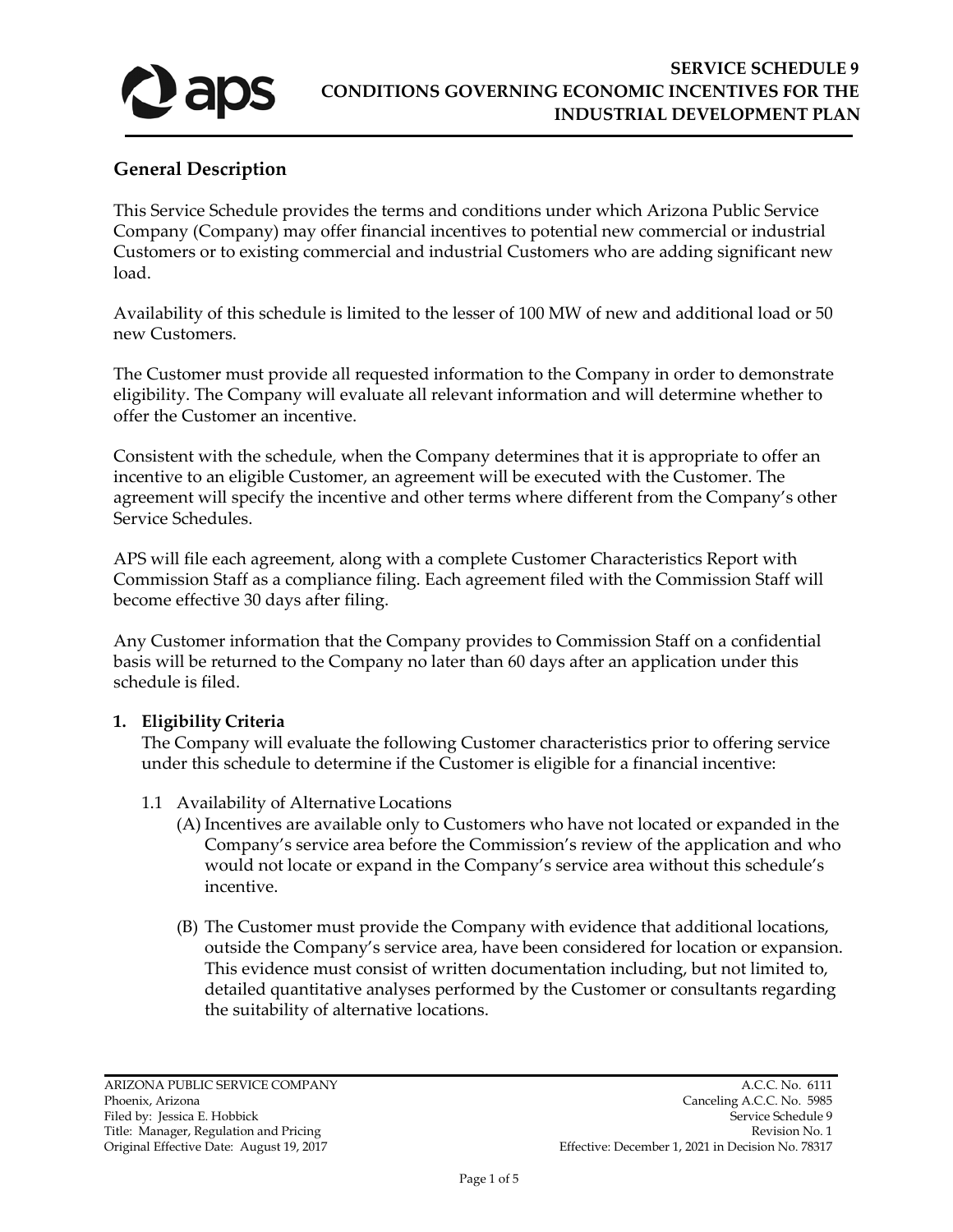# SERVICE SCHEDULE 9
# CONDITIONS GOVERNING ECONOMIC INCENTIVES FOR THE INDUSTRIAL DEVELOPMENT PLAN

## General Description

This Service Schedule provides the terms and conditions under which Arizona Public Service Company (Company) may offer financial incentives to potential new commercial or industrial Customers or to existing commercial and industrial Customers who are adding significant new load.

Availability of this schedule is limited to the lesser of 100 MW of new and additional load or 50 new Customers.

The Customer must provide all requested information to the Company in order to demonstrate eligibility. The Company will evaluate all relevant information and will determine whether to offer the Customer an incentive.

Consistent with the schedule, when the Company determines that it is appropriate to offer an incentive to an eligible Customer, an agreement will be executed with the Customer. The agreement will specify the incentive and other terms where different from the Company's other Service Schedules.

APS will file each agreement, along with a complete Customer Characteristics Report with Commission Staff as a compliance filing. Each agreement filed with the Commission Staff will become effective 30 days after filing.

Any Customer information that the Company provides to Commission Staff on a confidential basis will be returned to the Company no later than 60 days after an application under this schedule is filed.

**1. Eligibility Criteria**

The Company will evaluate the following Customer characteristics prior to offering service under this schedule to determine if the Customer is eligible for a financial incentive:

1.1 Availability of Alternative Locations

(A) Incentives are available only to Customers who have not located or expanded in the Company's service area before the Commission's review of the application and who would not locate or expand in the Company's service area without this schedule's incentive.

(B) The Customer must provide the Company with evidence that additional locations, outside the Company's service area, have been considered for location or expansion. This evidence must consist of written documentation including, but not limited to, detailed quantitative analyses performed by the Customer or consultants regarding the suitability of alternative locations.

ARIZONA PUBLIC SERVICE COMPANY
Phoenix, Arizona
Filed by: Jessica E. Hobbick
Title: Manager, Regulation and Pricing
Original Effective Date: August 19, 2017

A.C.C. No. 6111
Canceling A.C.C. No. 5985
Service Schedule 9
Revision No. 1
Effective: December 1, 2021 in Decision No. 78317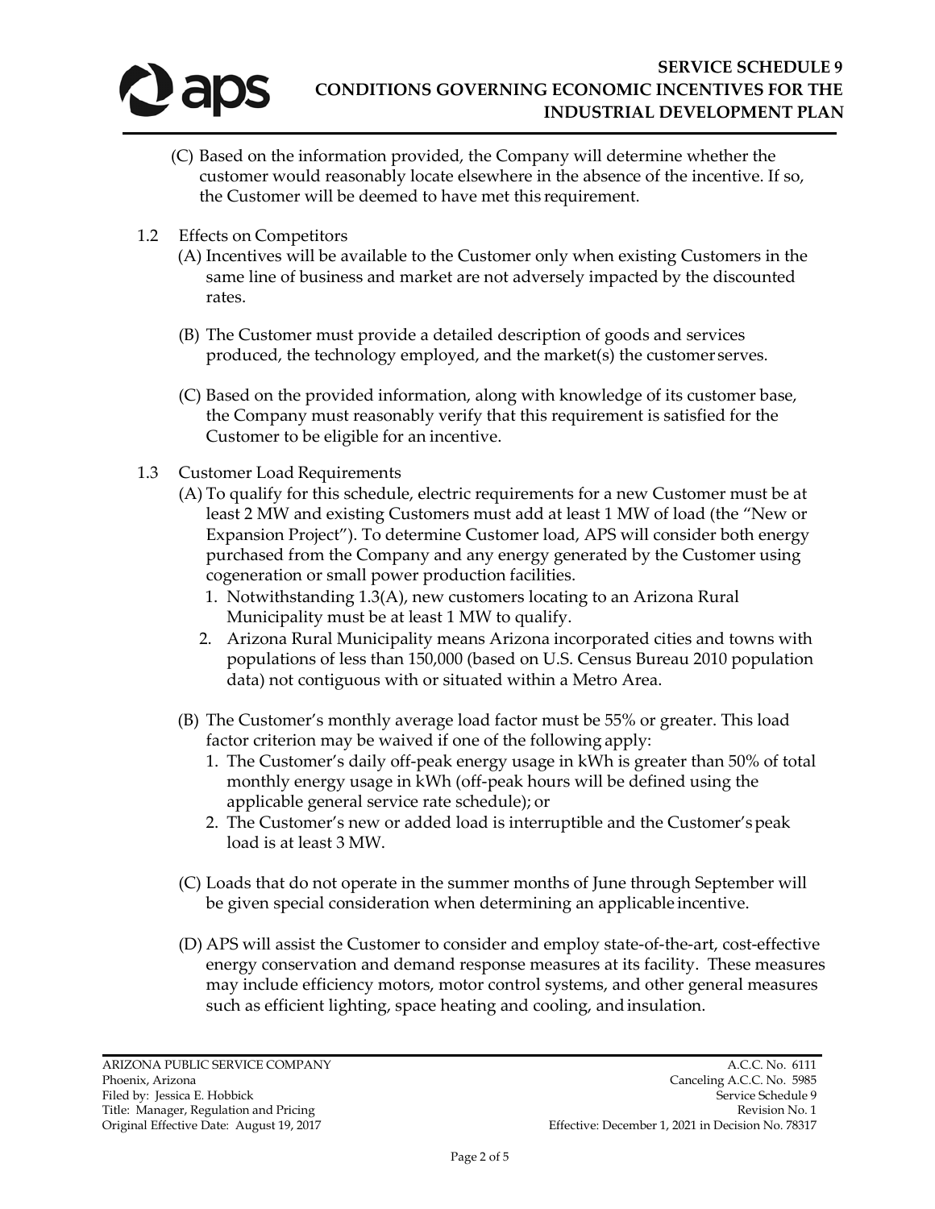(C) Based on the information provided, the Company will determine whether the customer would reasonably locate elsewhere in the absence of the incentive. If so, the Customer will be deemed to have met this requirement.

1.2 Effects on Competitors

(A) Incentives will be available to the Customer only when existing Customers in the same line of business and market are not adversely impacted by the discounted rates.

(B) The Customer must provide a detailed description of goods and services produced, the technology employed, and the market(s) the customer serves.

(C) Based on the provided information, along with knowledge of its customer base, the Company must reasonably verify that this requirement is satisfied for the Customer to be eligible for an incentive.

1.3 Customer Load Requirements

(A) To qualify for this schedule, electric requirements for a new Customer must be at least 2 MW and existing Customers must add at least 1 MW of load (the "New or Expansion Project"). To determine Customer load, APS will consider both energy purchased from the Company and any energy generated by the Customer using cogeneration or small power production facilities.

1. Notwithstanding 1.3(A), new customers locating to an Arizona Rural Municipality must be at least 1 MW to qualify.
2. Arizona Rural Municipality means Arizona incorporated cities and towns with populations of less than 150,000 (based on U.S. Census Bureau 2010 population data) not contiguous with or situated within a Metro Area.

(B) The Customer's monthly average load factor must be 55% or greater. This load factor criterion may be waived if one of the following apply:

1. The Customer's daily off-peak energy usage in kWh is greater than 50% of total monthly energy usage in kWh (off-peak hours will be defined using the applicable general service rate schedule); or
2. The Customer's new or added load is interruptible and the Customer's peak load is at least 3 MW.

(C) Loads that do not operate in the summer months of June through September will be given special consideration when determining an applicable incentive.

(D) APS will assist the Customer to consider and employ state-of-the-art, cost-effective energy conservation and demand response measures at its facility. These measures may include efficiency motors, motor control systems, and other general measures such as efficient lighting, space heating and cooling, and insulation.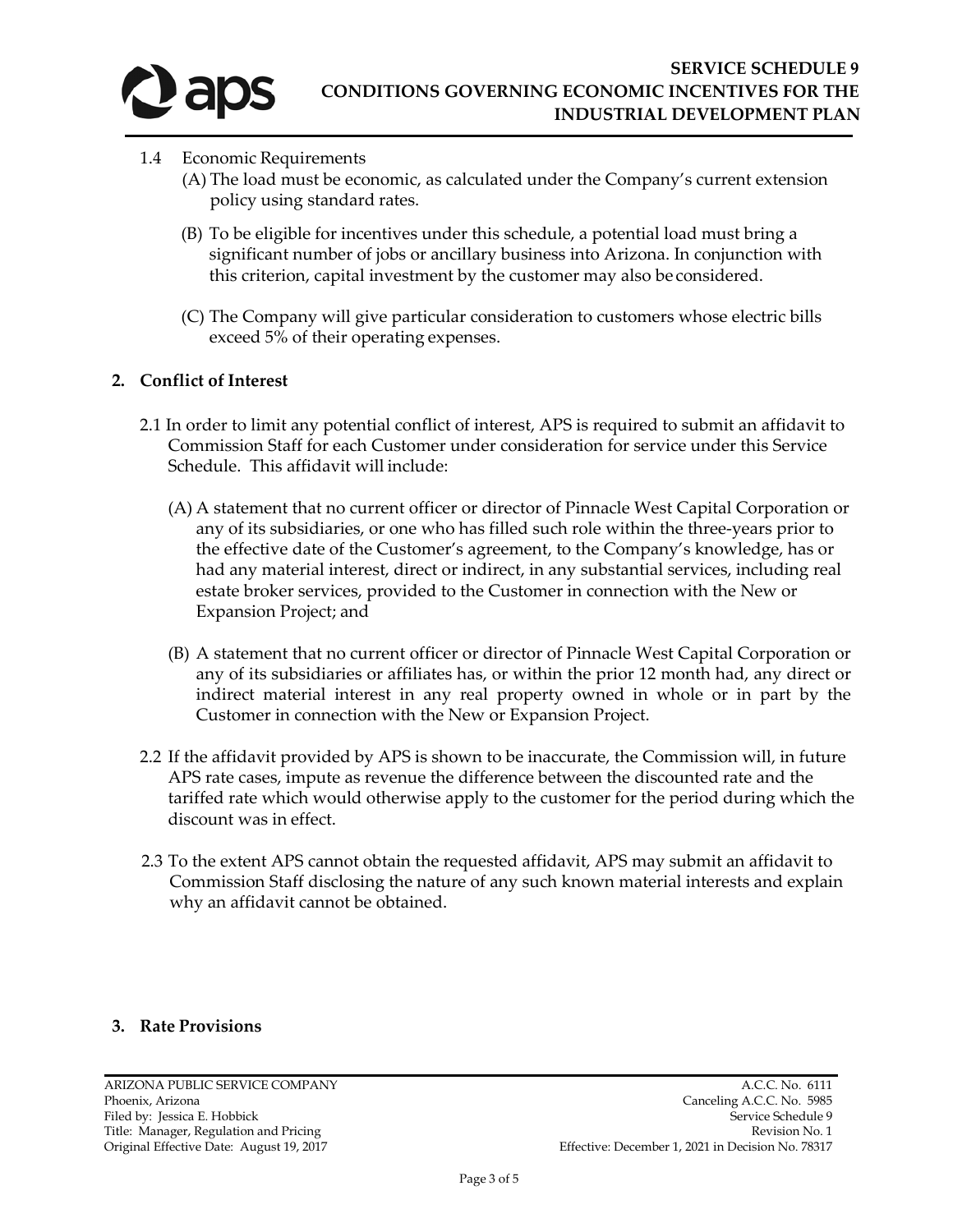1.4 Economic Requirements

(A) The load must be economic, as calculated under the Company's current extension policy using standard rates.

(B) To be eligible for incentives under this schedule, a potential load must bring a significant number of jobs or ancillary business into Arizona. In conjunction with this criterion, capital investment by the customer may also be considered.

(C) The Company will give particular consideration to customers whose electric bills exceed 5% of their operating expenses.

## 2. Conflict of Interest

2.1 In order to limit any potential conflict of interest, APS is required to submit an affidavit to Commission Staff for each Customer under consideration for service under this Service Schedule. This affidavit will include:

(A) A statement that no current officer or director of Pinnacle West Capital Corporation or any of its subsidiaries, or one who has filled such role within the three-years prior to the effective date of the Customer's agreement, to the Company's knowledge, has or had any material interest, direct or indirect, in any substantial services, including real estate broker services, provided to the Customer in connection with the New or Expansion Project; and

(B) A statement that no current officer or director of Pinnacle West Capital Corporation or any of its subsidiaries or affiliates has, or within the prior 12 month had, any direct or indirect material interest in any real property owned in whole or in part by the Customer in connection with the New or Expansion Project.

2.2 If the affidavit provided by APS is shown to be inaccurate, the Commission will, in future APS rate cases, impute as revenue the difference between the discounted rate and the tariffed rate which would otherwise apply to the customer for the period during which the discount was in effect.

2.3 To the extent APS cannot obtain the requested affidavit, APS may submit an affidavit to Commission Staff disclosing the nature of any such known material interests and explain why an affidavit cannot be obtained.

## 3. Rate Provisions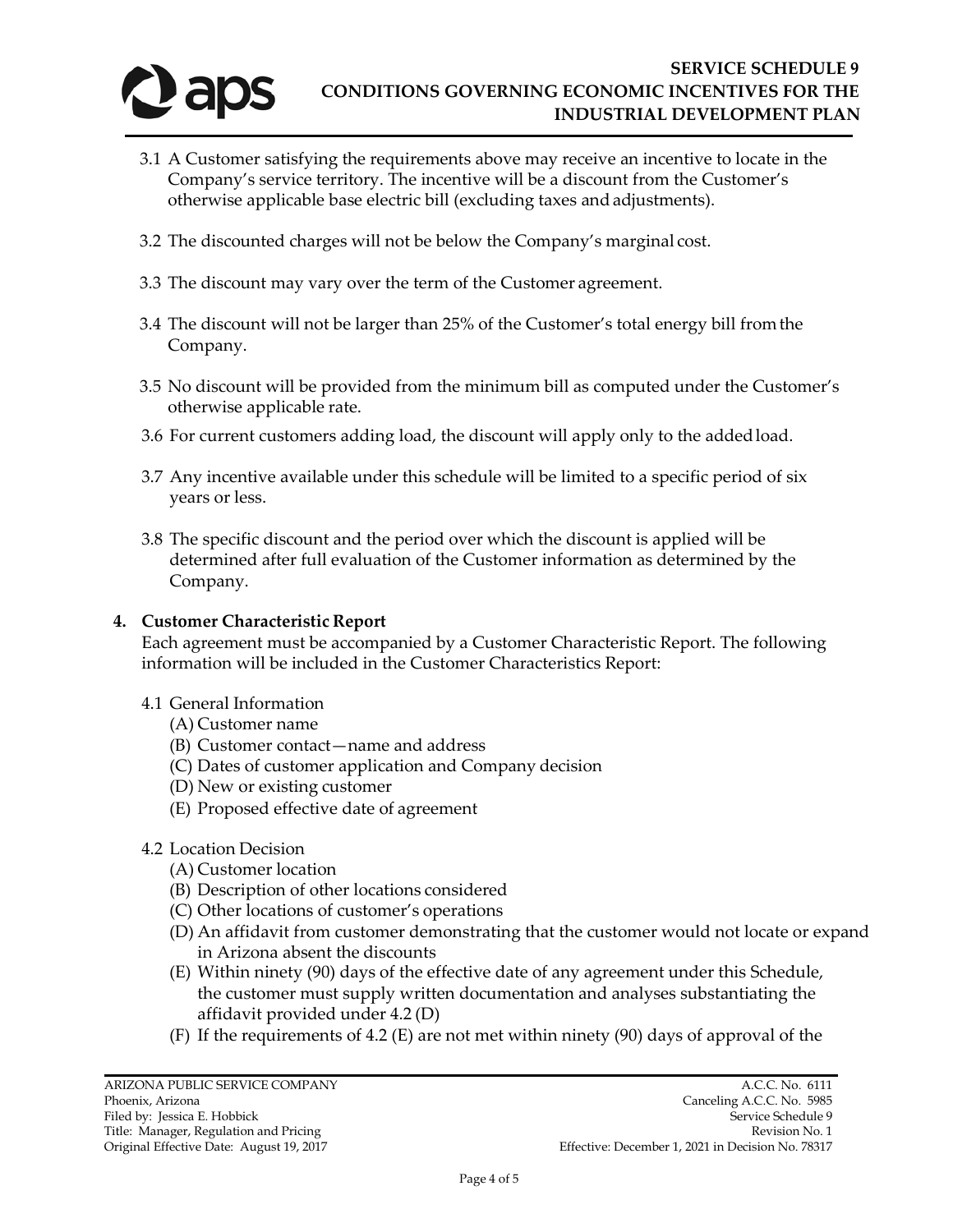3.1 A Customer satisfying the requirements above may receive an incentive to locate in the Company's service territory. The incentive will be a discount from the Customer's otherwise applicable base electric bill (excluding taxes and adjustments).

3.2 The discounted charges will not be below the Company's marginal cost.

3.3 The discount may vary over the term of the Customer agreement.

3.4 The discount will not be larger than 25% of the Customer's total energy bill from the Company.

3.5 No discount will be provided from the minimum bill as computed under the Customer's otherwise applicable rate.

3.6 For current customers adding load, the discount will apply only to the added load.

3.7 Any incentive available under this schedule will be limited to a specific period of six years or less.

3.8 The specific discount and the period over which the discount is applied will be determined after full evaluation of the Customer information as determined by the Company.

**4. Customer Characteristic Report**

Each agreement must be accompanied by a Customer Characteristic Report. The following information will be included in the Customer Characteristics Report:

4.1 General Information
- (A) Customer name
- (B) Customer contact—name and address
- (C) Dates of customer application and Company decision
- (D) New or existing customer
- (E) Proposed effective date of agreement

4.2 Location Decision
- (A) Customer location
- (B) Description of other locations considered
- (C) Other locations of customer's operations
- (D) An affidavit from customer demonstrating that the customer would not locate or expand in Arizona absent the discounts
- (E) Within ninety (90) days of the effective date of any agreement under this Schedule, the customer must supply written documentation and analyses substantiating the affidavit provided under 4.2 (D)
- (F) If the requirements of 4.2 (E) are not met within ninety (90) days of approval of the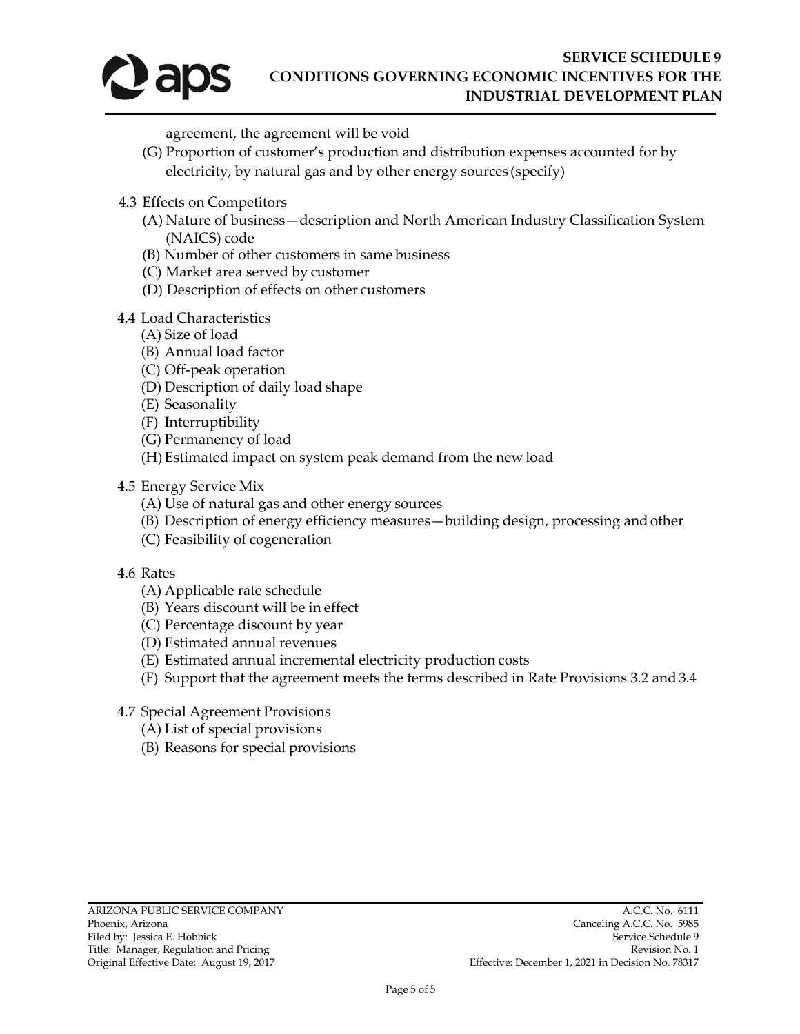agreement, the agreement will be void

(G) Proportion of customer's production and distribution expenses accounted for by electricity, by natural gas and by other energy sources (specify)

4.3 Effects on Competitors

(A) Nature of business—description and North American Industry Classification System (NAICS) code
(B) Number of other customers in same business
(C) Market area served by customer
(D) Description of effects on other customers

4.4 Load Characteristics

(A) Size of load
(B) Annual load factor
(C) Off-peak operation
(D) Description of daily load shape
(E) Seasonality
(F) Interruptibility
(G) Permanency of load
(H) Estimated impact on system peak demand from the new load

4.5 Energy Service Mix

(A) Use of natural gas and other energy sources
(B) Description of energy efficiency measures—building design, processing and other
(C) Feasibility of cogeneration

4.6 Rates

(A) Applicable rate schedule
(B) Years discount will be in effect
(C) Percentage discount by year
(D) Estimated annual revenues
(E) Estimated annual incremental electricity production costs
(F) Support that the agreement meets the terms described in Rate Provisions 3.2 and 3.4

4.7 Special Agreement Provisions

(A) List of special provisions
(B) Reasons for special provisions